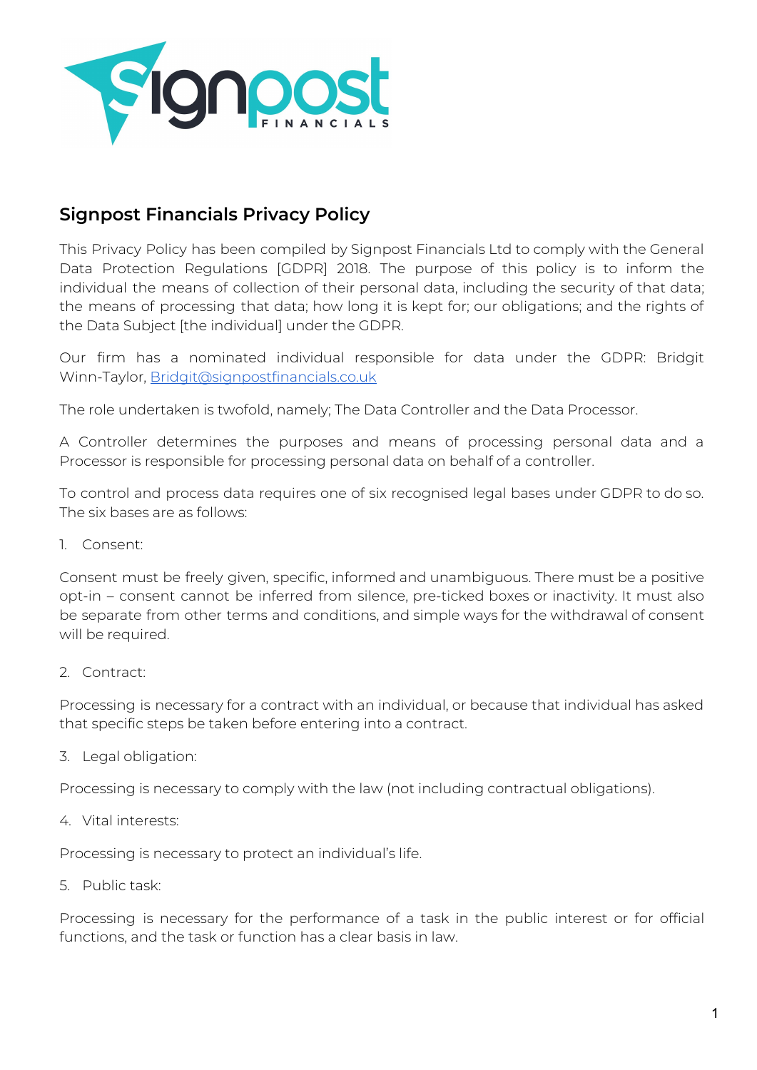## Signpost Financials Privacy Policy

This Privacy Policy has been compiled by Signpost Financials Ltd to comply with the General Data Protection Regulations [GDPR] 2018. The purpose of this policy is to inform the individual the means of collection of their personal data, including the security of that data; the means of processing that data; how long it is kept for; our obligations; and the rights of the Data Subject [the individual] under the GDPR.

Our firm has a nominated individual responsible for data under the GDPR: Bridgit Winn-Taylor, Bridgit@signpostfinancials.co.uk

The role undertaken is twofold, namely; The Data Controller and the Data Processor.

A Controller determines the purposes and means of processing personal data and a Processor is responsible for processing personal data on behalf of a controller.

To control and process data requires one of six recognised legal bases under GDPR to do so. The six bases are as follows:

1. Consent:

Consent must be freely given, specific, informed and unambiguous. There must be a positive opt-in – consent cannot be inferred from silence, pre-ticked boxes or inactivity. It must also be separate from other terms and conditions, and simple ways for the withdrawal of consent will be required.

2. Contract:

Processing is necessary for a contract with an individual, or because that individual has asked that specific steps be taken before entering into a contract.

3. Legal obligation:

Processing is necessary to comply with the law (not including contractual obligations).

4. Vital interests:

Processing is necessary to protect an individual's life.

5. Public task:

Processing is necessary for the performance of a task in the public interest or for official functions, and the task or function has a clear basis in law.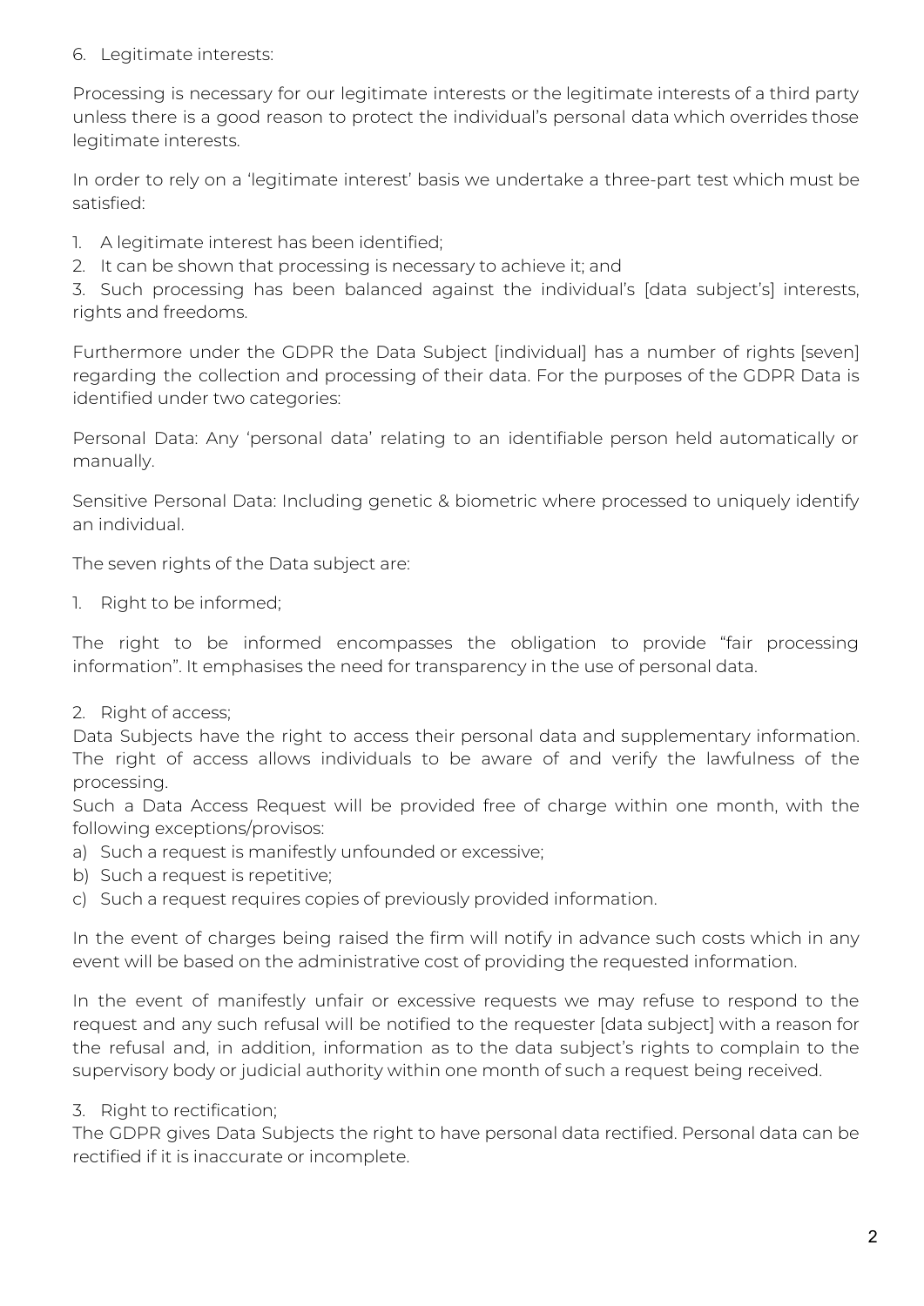6. Legitimate interests:

Processing is necessary for our legitimate interests or the legitimate interests of a third party unless there is a good reason to protect the individual's personal data which overrides those legitimate interests.

In order to rely on a 'legitimate interest' basis we undertake a three-part test which must be satisfied:

1. A legitimate interest has been identified;
2. It can be shown that processing is necessary to achieve it; and
3. Such processing has been balanced against the individual's [data subject's] interests, rights and freedoms.

Furthermore under the GDPR the Data Subject [individual] has a number of rights [seven] regarding the collection and processing of their data. For the purposes of the GDPR Data is identified under two categories:

Personal Data: Any 'personal data' relating to an identifiable person held automatically or manually.

Sensitive Personal Data: Including genetic & biometric where processed to uniquely identify an individual.

The seven rights of the Data subject are:

1. Right to be informed;

The right to be informed encompasses the obligation to provide "fair processing information". It emphasises the need for transparency in the use of personal data.

2. Right of access;

Data Subjects have the right to access their personal data and supplementary information. The right of access allows individuals to be aware of and verify the lawfulness of the processing.

Such a Data Access Request will be provided free of charge within one month, with the following exceptions/provisos:

a) Such a request is manifestly unfounded or excessive;
b) Such a request is repetitive;
c) Such a request requires copies of previously provided information.

In the event of charges being raised the firm will notify in advance such costs which in any event will be based on the administrative cost of providing the requested information.

In the event of manifestly unfair or excessive requests we may refuse to respond to the request and any such refusal will be notified to the requester [data subject] with a reason for the refusal and, in addition, information as to the data subject's rights to complain to the supervisory body or judicial authority within one month of such a request being received.

3. Right to rectification;

The GDPR gives Data Subjects the right to have personal data rectified. Personal data can be rectified if it is inaccurate or incomplete.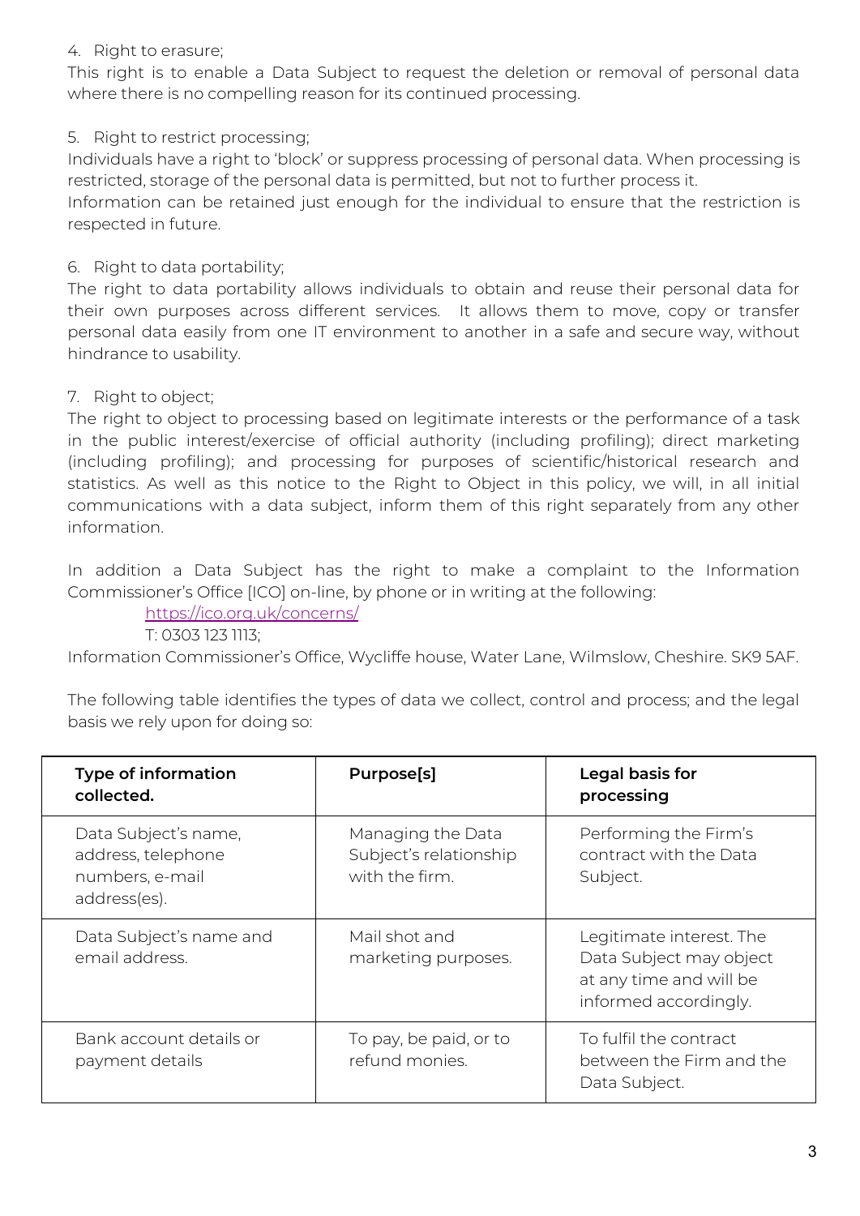4. Right to erasure;

This right is to enable a Data Subject to request the deletion or removal of personal data where there is no compelling reason for its continued processing.

5. Right to restrict processing;

Individuals have a right to 'block' or suppress processing of personal data. When processing is restricted, storage of the personal data is permitted, but not to further process it.
Information can be retained just enough for the individual to ensure that the restriction is respected in future.

6. Right to data portability;

The right to data portability allows individuals to obtain and reuse their personal data for their own purposes across different services. It allows them to move, copy or transfer personal data easily from one IT environment to another in a safe and secure way, without hindrance to usability.

7. Right to object;

The right to object to processing based on legitimate interests or the performance of a task in the public interest/exercise of official authority (including profiling); direct marketing (including profiling); and processing for purposes of scientific/historical research and statistics. As well as this notice to the Right to Object in this policy, we will, in all initial communications with a data subject, inform them of this right separately from any other information.

In addition a Data Subject has the right to make a complaint to the Information Commissioner's Office [ICO] on-line, by phone or in writing at the following:

https://ico.org.uk/concerns/

T: 0303 123 1113;

Information Commissioner's Office, Wycliffe house, Water Lane, Wilmslow, Cheshire. SK9 5AF.

The following table identifies the types of data we collect, control and process; and the legal basis we rely upon for doing so:

| **Type of information collected.** | **Purpose[s]** | **Legal basis for processing** |
|---|---|---|
| Data Subject's name, address, telephone numbers, e-mail address(es). | Managing the Data Subject's relationship with the firm. | Performing the Firm's contract with the Data Subject. |
| Data Subject's name and email address. | Mail shot and marketing purposes. | Legitimate interest. The Data Subject may object at any time and will be informed accordingly. |
| Bank account details or payment details | To pay, be paid, or to refund monies. | To fulfil the contract between the Firm and the Data Subject. |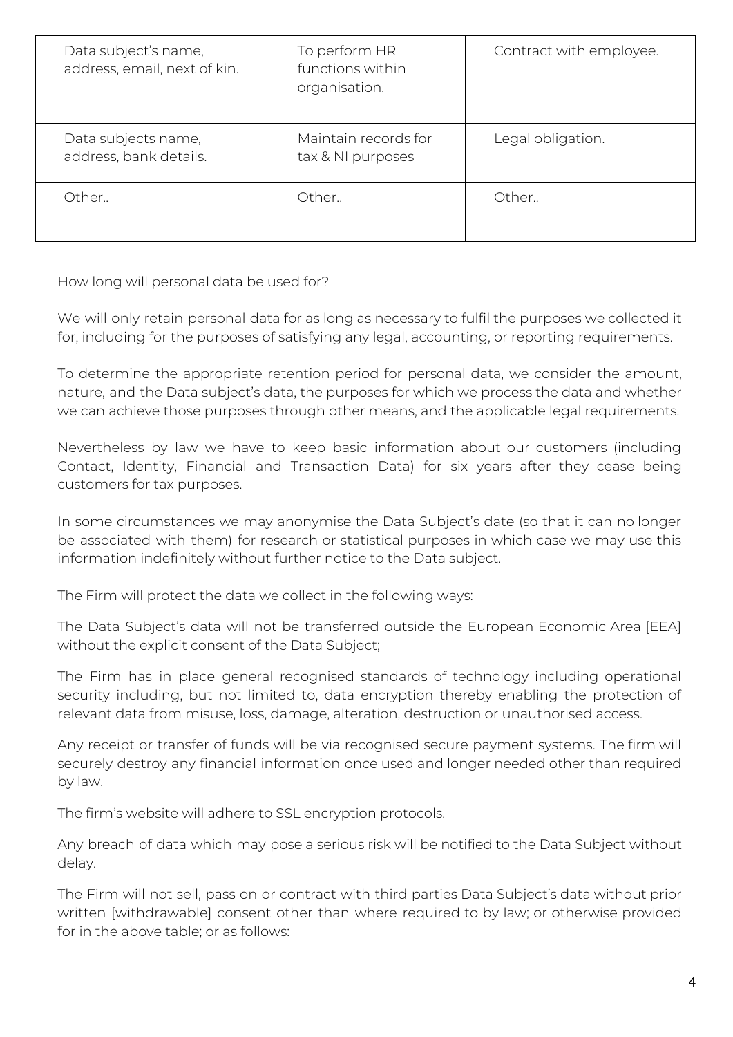| | | |
|---|---|---|
| Data subject's name, address, email, next of kin. | To perform HR functions within organisation. | Contract with employee. |
| Data subjects name, address, bank details. | Maintain records for tax & NI purposes | Legal obligation. |
| Other.. | Other.. | Other.. |

How long will personal data be used for?

We will only retain personal data for as long as necessary to fulfil the purposes we collected it for, including for the purposes of satisfying any legal, accounting, or reporting requirements.

To determine the appropriate retention period for personal data, we consider the amount, nature, and the Data subject's data, the purposes for which we process the data and whether we can achieve those purposes through other means, and the applicable legal requirements.

Nevertheless by law we have to keep basic information about our customers (including Contact, Identity, Financial and Transaction Data) for six years after they cease being customers for tax purposes.

In some circumstances we may anonymise the Data Subject's date (so that it can no longer be associated with them) for research or statistical purposes in which case we may use this information indefinitely without further notice to the Data subject.

The Firm will protect the data we collect in the following ways:

The Data Subject's data will not be transferred outside the European Economic Area [EEA] without the explicit consent of the Data Subject;

The Firm has in place general recognised standards of technology including operational security including, but not limited to, data encryption thereby enabling the protection of relevant data from misuse, loss, damage, alteration, destruction or unauthorised access.

Any receipt or transfer of funds will be via recognised secure payment systems. The firm will securely destroy any financial information once used and longer needed other than required by law.

The firm's website will adhere to SSL encryption protocols.

Any breach of data which may pose a serious risk will be notified to the Data Subject without delay.

The Firm will not sell, pass on or contract with third parties Data Subject's data without prior written [withdrawable] consent other than where required to by law; or otherwise provided for in the above table; or as follows: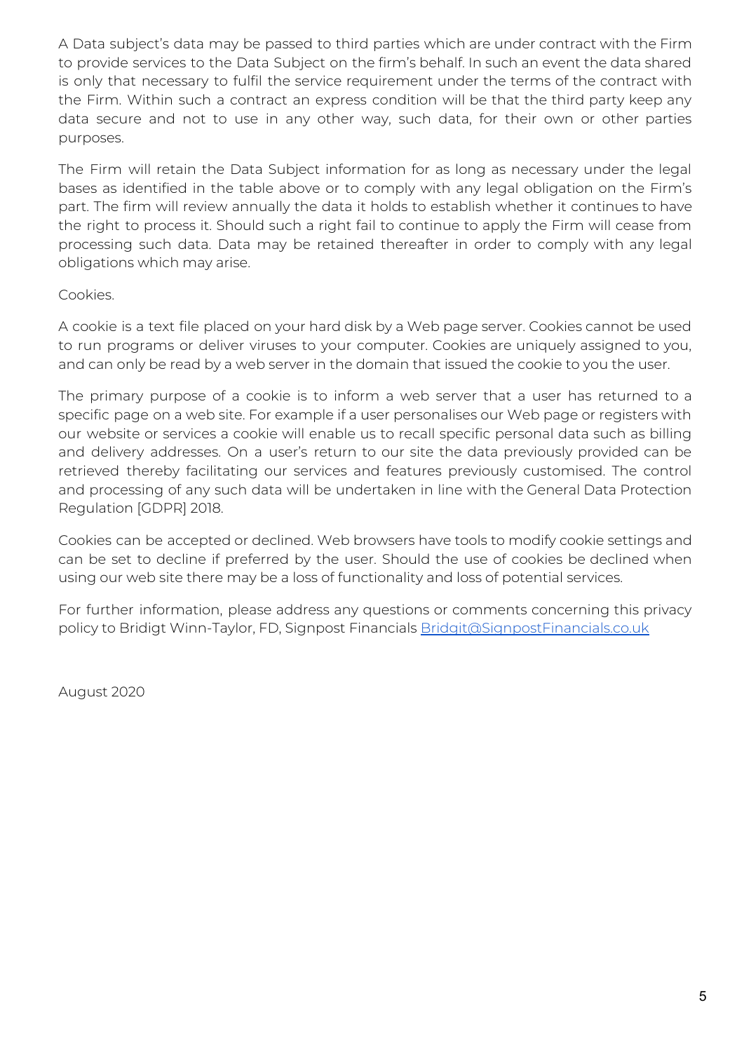A Data subject's data may be passed to third parties which are under contract with the Firm to provide services to the Data Subject on the firm's behalf. In such an event the data shared is only that necessary to fulfil the service requirement under the terms of the contract with the Firm. Within such a contract an express condition will be that the third party keep any data secure and not to use in any other way, such data, for their own or other parties purposes.

The Firm will retain the Data Subject information for as long as necessary under the legal bases as identified in the table above or to comply with any legal obligation on the Firm's part. The firm will review annually the data it holds to establish whether it continues to have the right to process it. Should such a right fail to continue to apply the Firm will cease from processing such data. Data may be retained thereafter in order to comply with any legal obligations which may arise.

Cookies.

A cookie is a text file placed on your hard disk by a Web page server. Cookies cannot be used to run programs or deliver viruses to your computer. Cookies are uniquely assigned to you, and can only be read by a web server in the domain that issued the cookie to you the user.

The primary purpose of a cookie is to inform a web server that a user has returned to a specific page on a web site. For example if a user personalises our Web page or registers with our website or services a cookie will enable us to recall specific personal data such as billing and delivery addresses. On a user's return to our site the data previously provided can be retrieved thereby facilitating our services and features previously customised. The control and processing of any such data will be undertaken in line with the General Data Protection Regulation [GDPR] 2018.

Cookies can be accepted or declined. Web browsers have tools to modify cookie settings and can be set to decline if preferred by the user. Should the use of cookies be declined when using our web site there may be a loss of functionality and loss of potential services.

For further information, please address any questions or comments concerning this privacy policy to Bridigt Winn-Taylor, FD, Signpost Financials Bridgit@SignpostFinancials.co.uk

August 2020